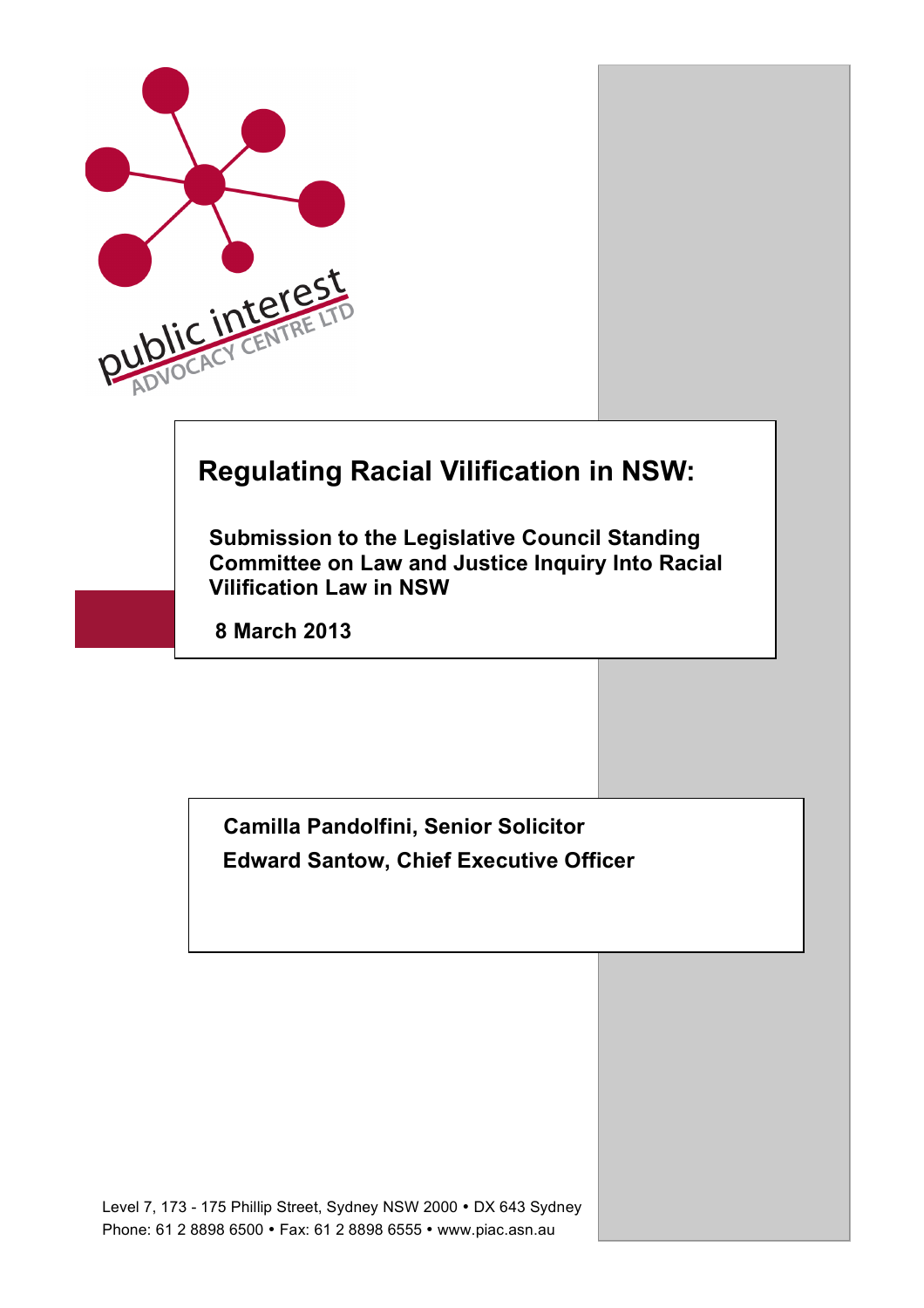public interest ADVOCACY CENTRE LTD

# Regulating Racial Vilification in NSW:

**Submission to the Legislative Council Standing Committee on Law and Justice Inquiry Into Racial Vilification Law in NSW**

**8 March 2013**

**Camilla Pandolfini, Senior Solicitor**

**Edward Santow, Chief Executive Officer**

Level 7, 173 - 175 Phillip Street, Sydney NSW 2000 • DX 643 Sydney
Phone: 61 2 8898 6500 • Fax: 61 2 8898 6555 • www.piac.asn.au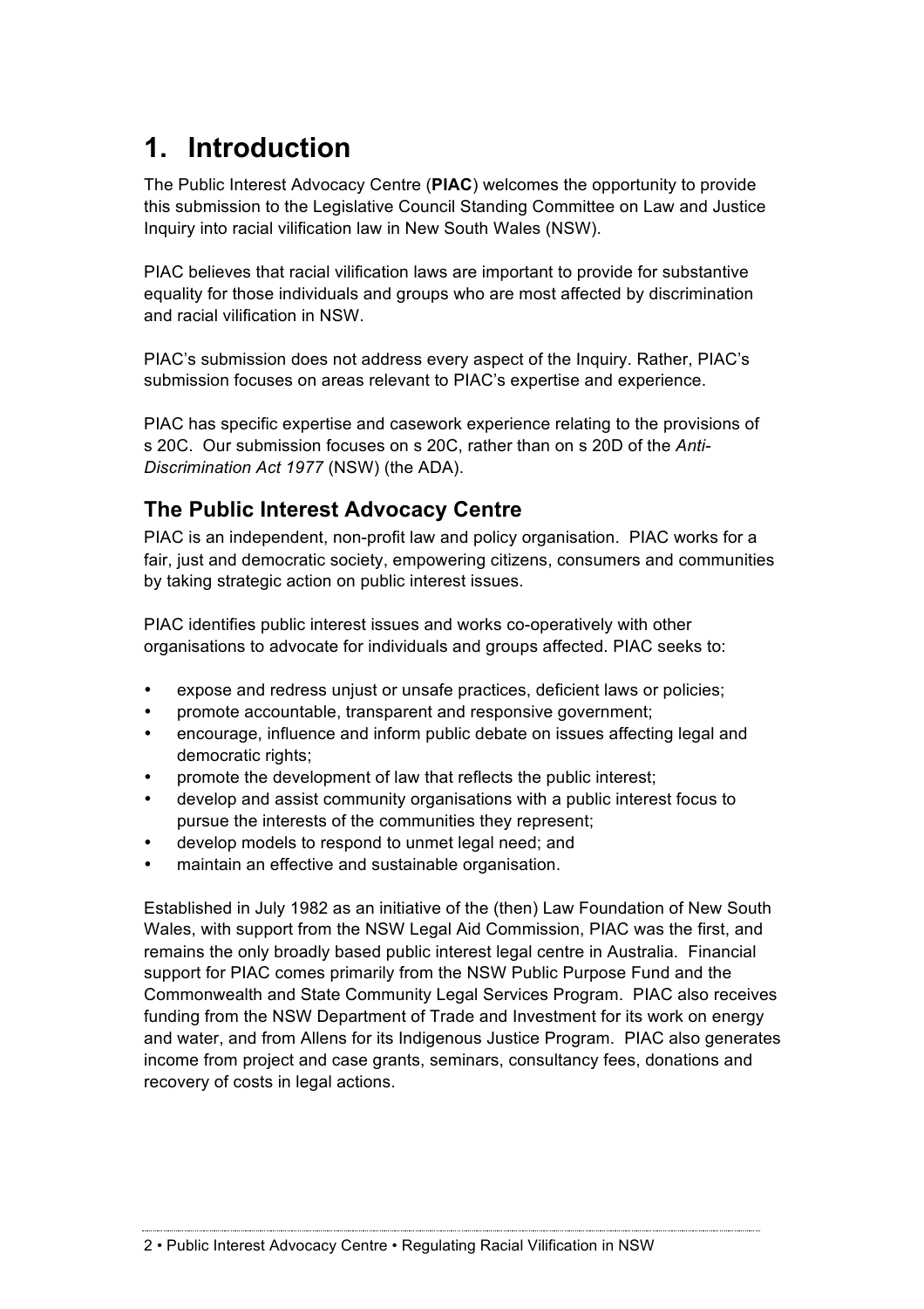# 1. Introduction

The Public Interest Advocacy Centre (**PIAC**) welcomes the opportunity to provide this submission to the Legislative Council Standing Committee on Law and Justice Inquiry into racial vilification law in New South Wales (NSW).

PIAC believes that racial vilification laws are important to provide for substantive equality for those individuals and groups who are most affected by discrimination and racial vilification in NSW.

PIAC's submission does not address every aspect of the Inquiry. Rather, PIAC's submission focuses on areas relevant to PIAC's expertise and experience.

PIAC has specific expertise and casework experience relating to the provisions of s 20C. Our submission focuses on s 20C, rather than on s 20D of the *Anti-Discrimination Act 1977* (NSW) (the ADA).

## The Public Interest Advocacy Centre

PIAC is an independent, non-profit law and policy organisation. PIAC works for a fair, just and democratic society, empowering citizens, consumers and communities by taking strategic action on public interest issues.

PIAC identifies public interest issues and works co-operatively with other organisations to advocate for individuals and groups affected. PIAC seeks to:

- expose and redress unjust or unsafe practices, deficient laws or policies;
- promote accountable, transparent and responsive government;
- encourage, influence and inform public debate on issues affecting legal and democratic rights;
- promote the development of law that reflects the public interest;
- develop and assist community organisations with a public interest focus to pursue the interests of the communities they represent;
- develop models to respond to unmet legal need; and
- maintain an effective and sustainable organisation.

Established in July 1982 as an initiative of the (then) Law Foundation of New South Wales, with support from the NSW Legal Aid Commission, PIAC was the first, and remains the only broadly based public interest legal centre in Australia. Financial support for PIAC comes primarily from the NSW Public Purpose Fund and the Commonwealth and State Community Legal Services Program. PIAC also receives funding from the NSW Department of Trade and Investment for its work on energy and water, and from Allens for its Indigenous Justice Program. PIAC also generates income from project and case grants, seminars, consultancy fees, donations and recovery of costs in legal actions.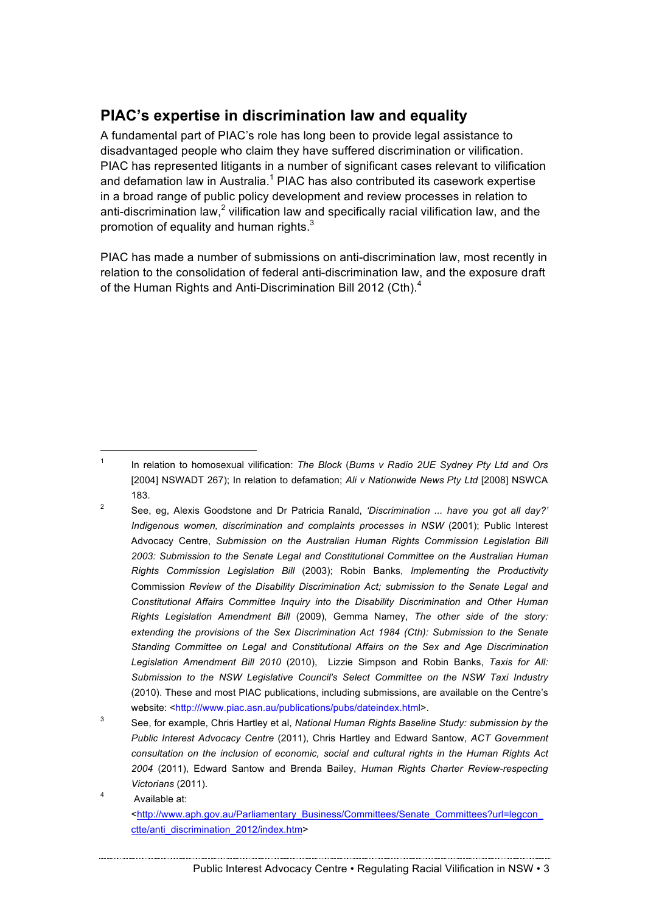## PIAC's expertise in discrimination law and equality

A fundamental part of PIAC's role has long been to provide legal assistance to disadvantaged people who claim they have suffered discrimination or vilification. PIAC has represented litigants in a number of significant cases relevant to vilification and defamation law in Australia.[1] PIAC has also contributed its casework expertise in a broad range of public policy development and review processes in relation to anti-discrimination law,[2] vilification law and specifically racial vilification law, and the promotion of equality and human rights.[3]

PIAC has made a number of submissions on anti-discrimination law, most recently in relation to the consolidation of federal anti-discrimination law, and the exposure draft of the Human Rights and Anti-Discrimination Bill 2012 (Cth).[4]

---

1. In relation to homosexual vilification: *The Block* (*Burns v Radio 2UE Sydney Pty Ltd and Ors* [2004] NSWADT 267); In relation to defamation; *Ali v Nationwide News Pty Ltd* [2008] NSWCA 183.

2. See, eg, Alexis Goodstone and Dr Patricia Ranald, *'Discrimination ... have you got all day?' Indigenous women, discrimination and complaints processes in NSW* (2001); Public Interest Advocacy Centre, *Submission on the Australian Human Rights Commission Legislation Bill 2003: Submission to the Senate Legal and Constitutional Committee on the Australian Human Rights Commission Legislation Bill* (2003); Robin Banks, *Implementing the Productivity* Commission *Review of the Disability Discrimination Act; submission to the Senate Legal and Constitutional Affairs Committee Inquiry into the Disability Discrimination and Other Human Rights Legislation Amendment Bill* (2009), Gemma Namey, *The other side of the story: extending the provisions of the Sex Discrimination Act 1984 (Cth): Submission to the Senate Standing Committee on Legal and Constitutional Affairs on the Sex and Age Discrimination Legislation Amendment Bill 2010* (2010), Lizzie Simpson and Robin Banks, *Taxis for All: Submission to the NSW Legislative Council's Select Committee on the NSW Taxi Industry* (2010). These and most PIAC publications, including submissions, are available on the Centre's website: <http:///www.piac.asn.au/publications/pubs/dateindex.html>.

3. See, for example, Chris Hartley et al, *National Human Rights Baseline Study: submission by the Public Interest Advocacy Centre* (2011), Chris Hartley and Edward Santow, *ACT Government consultation on the inclusion of economic, social and cultural rights in the Human Rights Act 2004* (2011), Edward Santow and Brenda Bailey, *Human Rights Charter Review-respecting Victorians* (2011).

4. Available at: <http://www.aph.gov.au/Parliamentary_Business/Committees/Senate_Committees?url=legcon_ctte/anti_discrimination_2012/index.htm>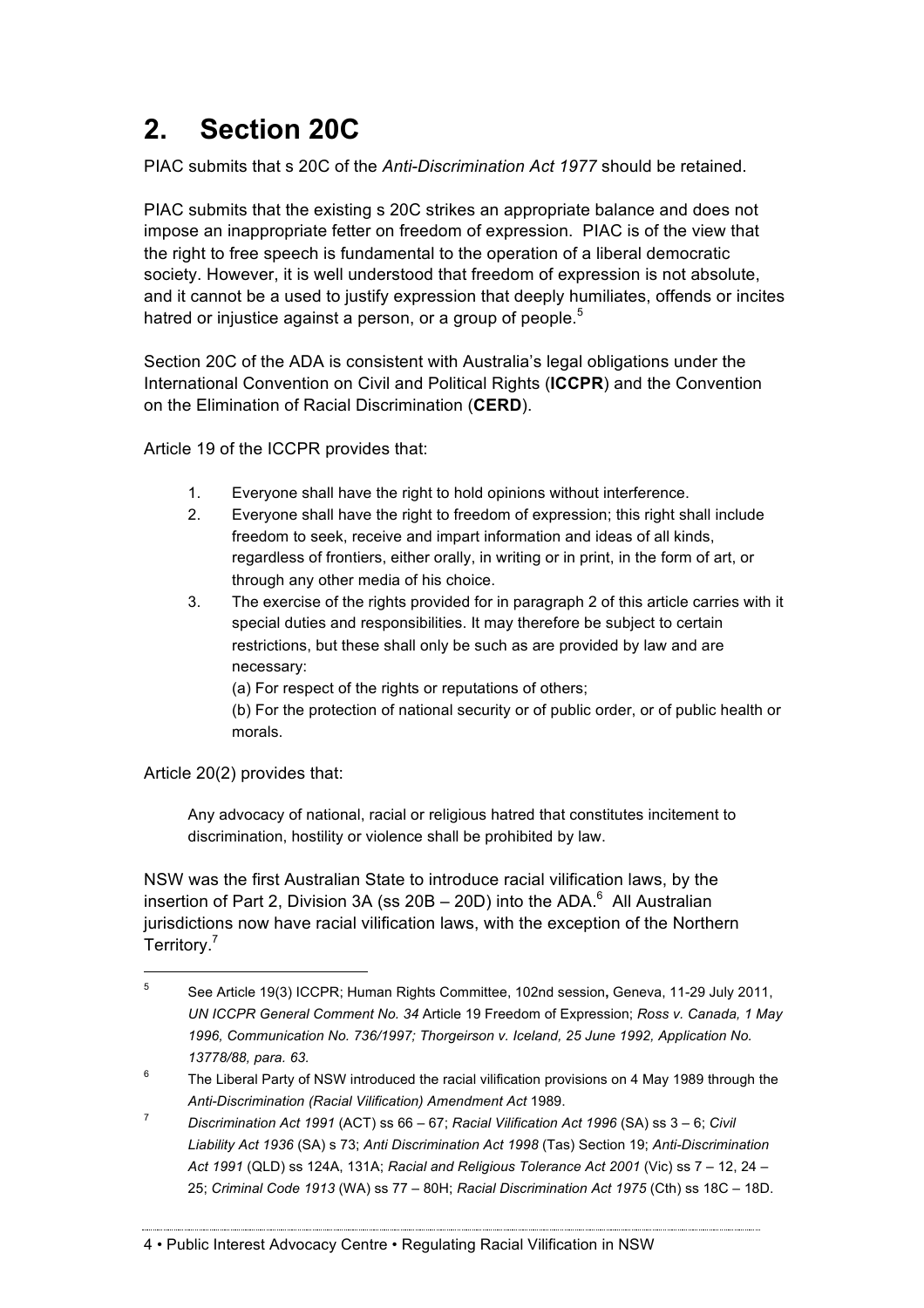## 2. Section 20C

PIAC submits that s 20C of the *Anti-Discrimination Act 1977* should be retained.

PIAC submits that the existing s 20C strikes an appropriate balance and does not impose an inappropriate fetter on freedom of expression. PIAC is of the view that the right to free speech is fundamental to the operation of a liberal democratic society. However, it is well understood that freedom of expression is not absolute, and it cannot be a used to justify expression that deeply humiliates, offends or incites hatred or injustice against a person, or a group of people.[5]

Section 20C of the ADA is consistent with Australia's legal obligations under the International Convention on Civil and Political Rights (**ICCPR**) and the Convention on the Elimination of Racial Discrimination (**CERD**).

Article 19 of the ICCPR provides that:

> 1. Everyone shall have the right to hold opinions without interference.
> 2. Everyone shall have the right to freedom of expression; this right shall include freedom to seek, receive and impart information and ideas of all kinds, regardless of frontiers, either orally, in writing or in print, in the form of art, or through any other media of his choice.
> 3. The exercise of the rights provided for in paragraph 2 of this article carries with it special duties and responsibilities. It may therefore be subject to certain restrictions, but these shall only be such as are provided by law and are necessary:
>
>    (a) For respect of the rights or reputations of others;
>
>    (b) For the protection of national security or of public order, or of public health or morals.

Article 20(2) provides that:

> Any advocacy of national, racial or religious hatred that constitutes incitement to discrimination, hostility or violence shall be prohibited by law.

NSW was the first Australian State to introduce racial vilification laws, by the insertion of Part 2, Division 3A (ss 20B – 20D) into the ADA.[6] All Australian jurisdictions now have racial vilification laws, with the exception of the Northern Territory.[7]

---

[5] See Article 19(3) ICCPR; Human Rights Committee, 102nd session**,** Geneva, 11-29 July 2011, *UN ICCPR General Comment No. 34* Article 19 Freedom of Expression; *Ross v. Canada, 1 May 1996, Communication No. 736/1997; Thorgeirson v. Iceland, 25 June 1992, Application No. 13778/88, para. 63.*

[6] The Liberal Party of NSW introduced the racial vilification provisions on 4 May 1989 through the *Anti-Discrimination (Racial Vilification) Amendment Act* 1989.

[7] *Discrimination Act 1991* (ACT) ss 66 – 67; *Racial Vilification Act 1996* (SA) ss 3 – 6; *Civil Liability Act 1936* (SA) s 73; *Anti Discrimination Act 1998* (Tas) Section 19; *Anti-Discrimination Act 1991* (QLD) ss 124A, 131A; *Racial and Religious Tolerance Act 2001* (Vic) ss 7 – 12, 24 – 25; *Criminal Code 1913* (WA) ss 77 – 80H; *Racial Discrimination Act 1975* (Cth) ss 18C – 18D.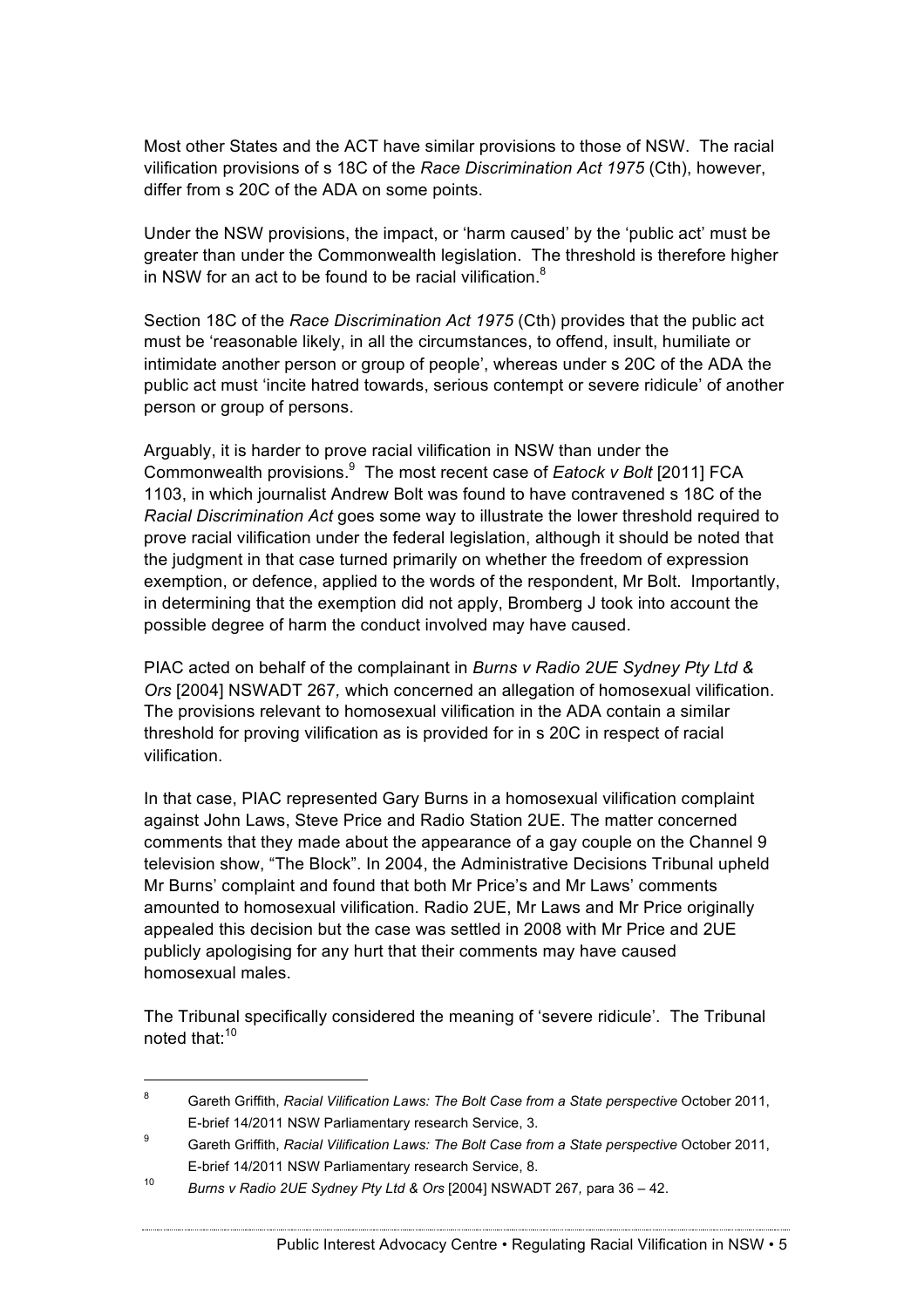Most other States and the ACT have similar provisions to those of NSW. The racial vilification provisions of s 18C of the *Race Discrimination Act 1975* (Cth), however, differ from s 20C of the ADA on some points.

Under the NSW provisions, the impact, or 'harm caused' by the 'public act' must be greater than under the Commonwealth legislation. The threshold is therefore higher in NSW for an act to be found to be racial vilification.[8]

Section 18C of the *Race Discrimination Act 1975* (Cth) provides that the public act must be 'reasonable likely, in all the circumstances, to offend, insult, humiliate or intimidate another person or group of people', whereas under s 20C of the ADA the public act must 'incite hatred towards, serious contempt or severe ridicule' of another person or group of persons.

Arguably, it is harder to prove racial vilification in NSW than under the Commonwealth provisions.[9] The most recent case of *Eatock v Bolt* [2011] FCA 1103, in which journalist Andrew Bolt was found to have contravened s 18C of the *Racial Discrimination Act* goes some way to illustrate the lower threshold required to prove racial vilification under the federal legislation, although it should be noted that the judgment in that case turned primarily on whether the freedom of expression exemption, or defence, applied to the words of the respondent, Mr Bolt. Importantly, in determining that the exemption did not apply, Bromberg J took into account the possible degree of harm the conduct involved may have caused.

PIAC acted on behalf of the complainant in *Burns v Radio 2UE Sydney Pty Ltd & Ors* [2004] NSWADT 267*,* which concerned an allegation of homosexual vilification. The provisions relevant to homosexual vilification in the ADA contain a similar threshold for proving vilification as is provided for in s 20C in respect of racial vilification.

In that case, PIAC represented Gary Burns in a homosexual vilification complaint against John Laws, Steve Price and Radio Station 2UE. The matter concerned comments that they made about the appearance of a gay couple on the Channel 9 television show, "The Block". In 2004, the Administrative Decisions Tribunal upheld Mr Burns' complaint and found that both Mr Price's and Mr Laws' comments amounted to homosexual vilification. Radio 2UE, Mr Laws and Mr Price originally appealed this decision but the case was settled in 2008 with Mr Price and 2UE publicly apologising for any hurt that their comments may have caused homosexual males.

The Tribunal specifically considered the meaning of 'severe ridicule'. The Tribunal noted that:[10]

---

8 Gareth Griffith, *Racial Vilification Laws: The Bolt Case from a State perspective* October 2011, E-brief 14/2011 NSW Parliamentary research Service, 3.

9 Gareth Griffith, *Racial Vilification Laws: The Bolt Case from a State perspective* October 2011, E-brief 14/2011 NSW Parliamentary research Service, 8.

10 *Burns v Radio 2UE Sydney Pty Ltd & Ors* [2004] NSWADT 267*,* para 36 – 42.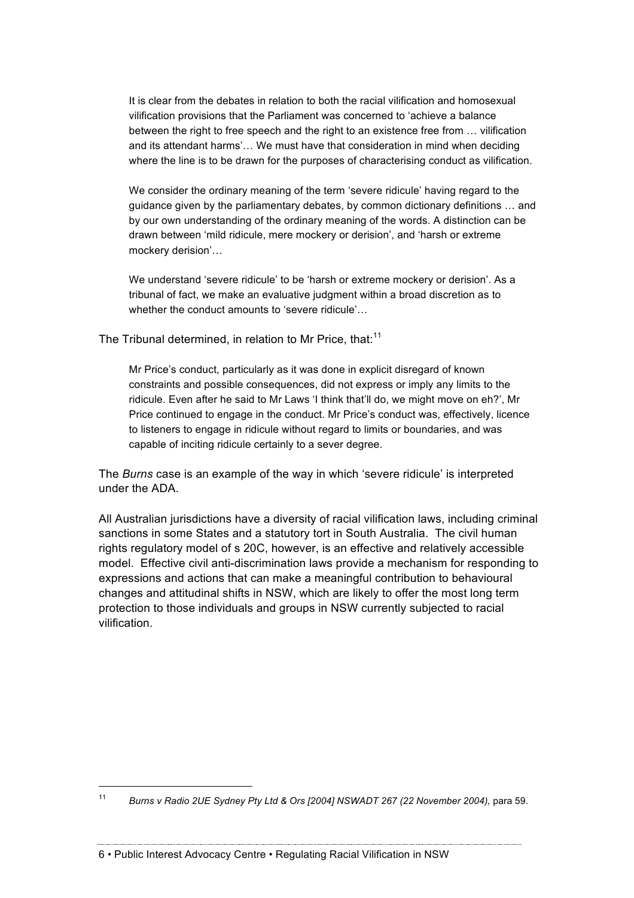> It is clear from the debates in relation to both the racial vilification and homosexual vilification provisions that the Parliament was concerned to 'achieve a balance between the right to free speech and the right to an existence free from … vilification and its attendant harms'… We must have that consideration in mind when deciding where the line is to be drawn for the purposes of characterising conduct as vilification.
>
> We consider the ordinary meaning of the term 'severe ridicule' having regard to the guidance given by the parliamentary debates, by common dictionary definitions … and by our own understanding of the ordinary meaning of the words. A distinction can be drawn between 'mild ridicule, mere mockery or derision', and 'harsh or extreme mockery derision'…
>
> We understand 'severe ridicule' to be 'harsh or extreme mockery or derision'. As a tribunal of fact, we make an evaluative judgment within a broad discretion as to whether the conduct amounts to 'severe ridicule'…

The Tribunal determined, in relation to Mr Price, that:[11]

> Mr Price's conduct, particularly as it was done in explicit disregard of known constraints and possible consequences, did not express or imply any limits to the ridicule. Even after he said to Mr Laws 'I think that'll do, we might move on eh?', Mr Price continued to engage in the conduct. Mr Price's conduct was, effectively, licence to listeners to engage in ridicule without regard to limits or boundaries, and was capable of inciting ridicule certainly to a sever degree.

The *Burns* case is an example of the way in which 'severe ridicule' is interpreted under the ADA.

All Australian jurisdictions have a diversity of racial vilification laws, including criminal sanctions in some States and a statutory tort in South Australia. The civil human rights regulatory model of s 20C, however, is an effective and relatively accessible model. Effective civil anti-discrimination laws provide a mechanism for responding to expressions and actions that can make a meaningful contribution to behavioural changes and attitudinal shifts in NSW, which are likely to offer the most long term protection to those individuals and groups in NSW currently subjected to racial vilification.

---

[11] *Burns v Radio 2UE Sydney Pty Ltd & Ors [2004] NSWADT 267 (22 November 2004),* para 59.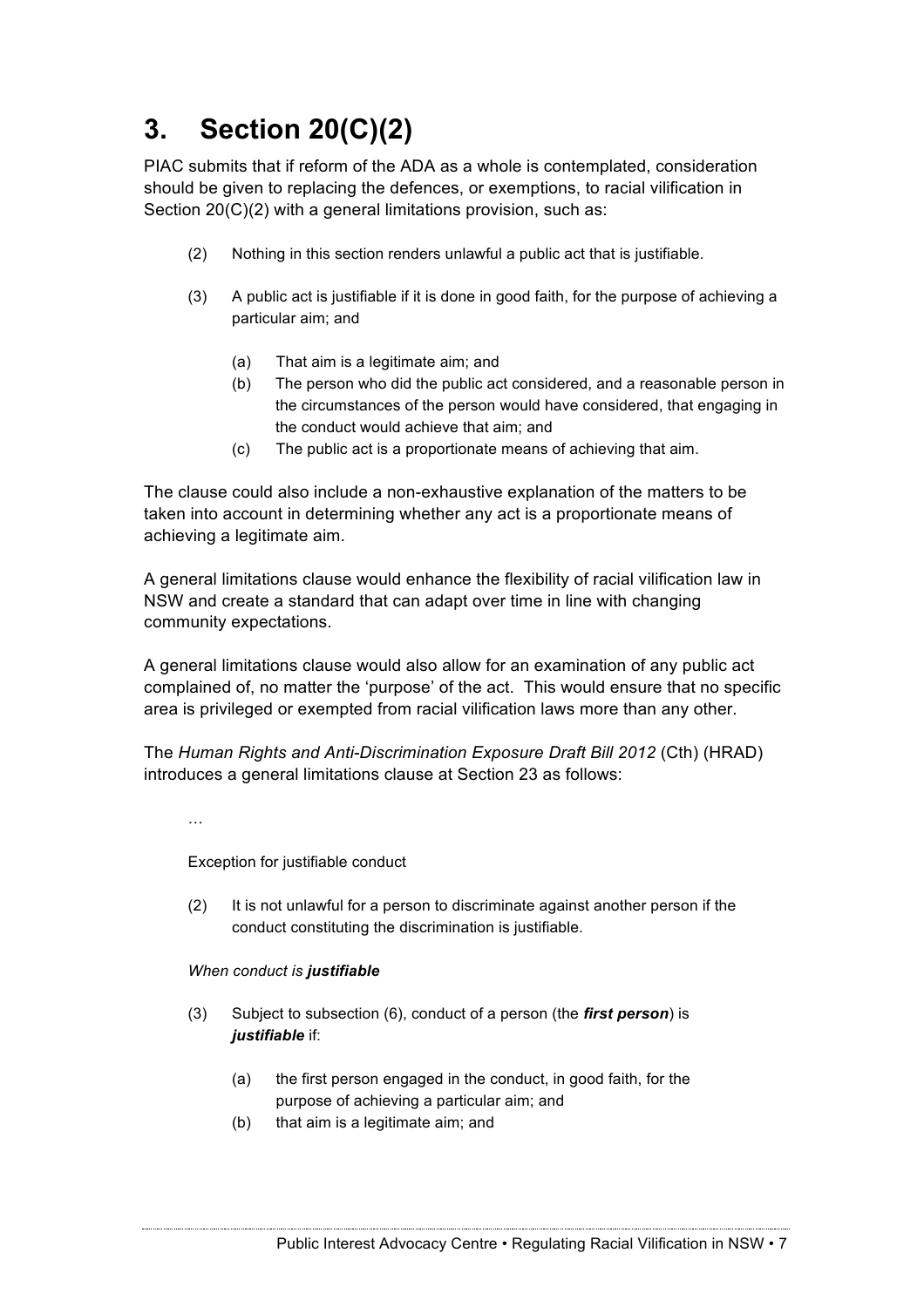# 3. Section 20(C)(2)

PIAC submits that if reform of the ADA as a whole is contemplated, consideration should be given to replacing the defences, or exemptions, to racial vilification in Section 20(C)(2) with a general limitations provision, such as:

> (2) Nothing in this section renders unlawful a public act that is justifiable.
>
> (3) A public act is justifiable if it is done in good faith, for the purpose of achieving a particular aim; and
>
> > (a) That aim is a legitimate aim; and
> >
> > (b) The person who did the public act considered, and a reasonable person in the circumstances of the person would have considered, that engaging in the conduct would achieve that aim; and
> >
> > (c) The public act is a proportionate means of achieving that aim.

The clause could also include a non-exhaustive explanation of the matters to be taken into account in determining whether any act is a proportionate means of achieving a legitimate aim.

A general limitations clause would enhance the flexibility of racial vilification law in NSW and create a standard that can adapt over time in line with changing community expectations.

A general limitations clause would also allow for an examination of any public act complained of, no matter the 'purpose' of the act. This would ensure that no specific area is privileged or exempted from racial vilification laws more than any other.

The *Human Rights and Anti-Discrimination Exposure Draft Bill 2012* (Cth) (HRAD) introduces a general limitations clause at Section 23 as follows:

> …
>
> Exception for justifiable conduct
>
> (2) It is not unlawful for a person to discriminate against another person if the conduct constituting the discrimination is justifiable.
>
> *When conduct is **justifiable***
>
> (3) Subject to subsection (6), conduct of a person (the ***first person***) is ***justifiable*** if:
>
> > (a) the first person engaged in the conduct, in good faith, for the purpose of achieving a particular aim; and
> >
> > (b) that aim is a legitimate aim; and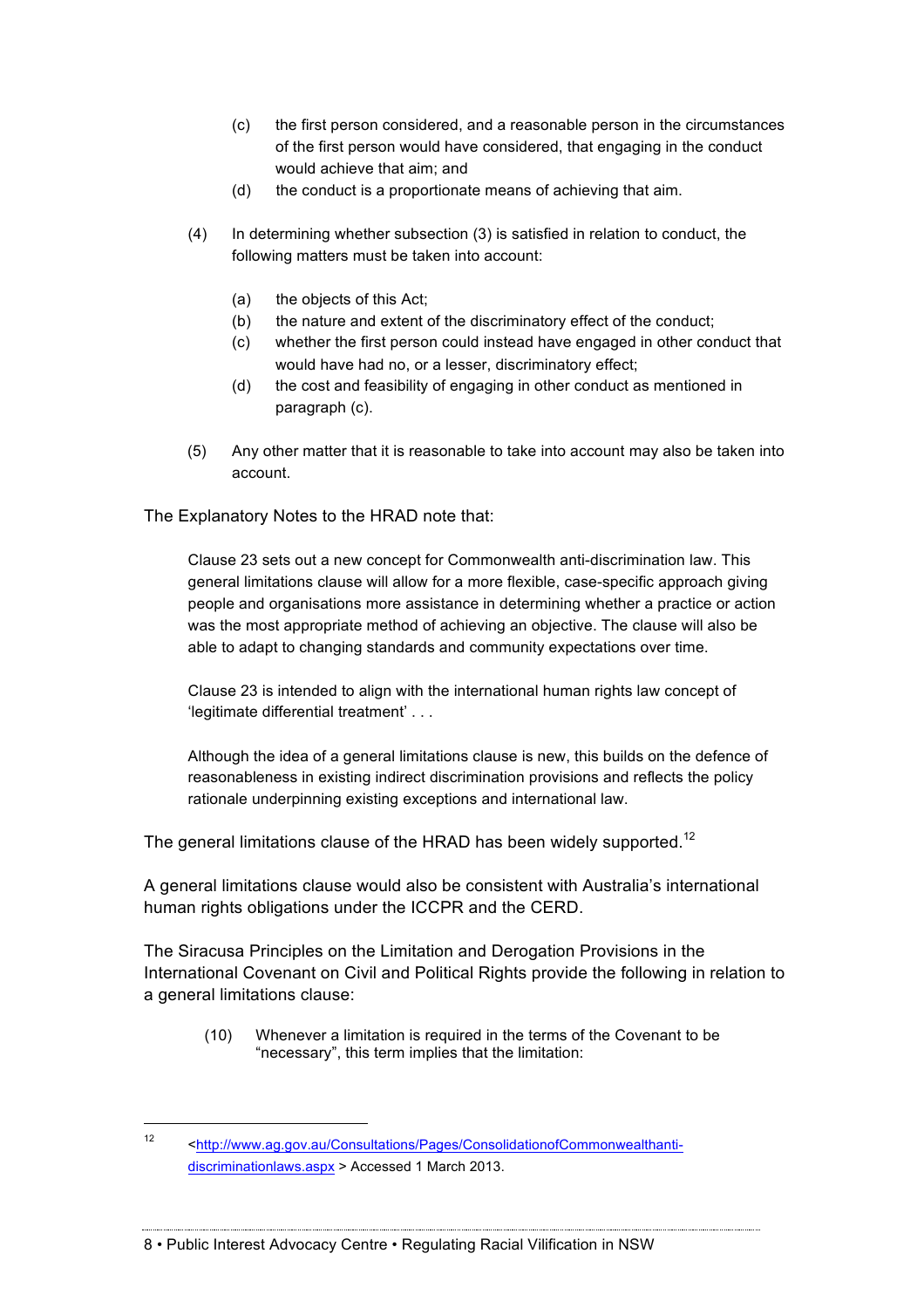(c) the first person considered, and a reasonable person in the circumstances of the first person would have considered, that engaging in the conduct would achieve that aim; and

(d) the conduct is a proportionate means of achieving that aim.

(4) In determining whether subsection (3) is satisfied in relation to conduct, the following matters must be taken into account:

(a) the objects of this Act;

(b) the nature and extent of the discriminatory effect of the conduct;

(c) whether the first person could instead have engaged in other conduct that would have had no, or a lesser, discriminatory effect;

(d) the cost and feasibility of engaging in other conduct as mentioned in paragraph (c).

(5) Any other matter that it is reasonable to take into account may also be taken into account.

The Explanatory Notes to the HRAD note that:

> Clause 23 sets out a new concept for Commonwealth anti-discrimination law. This general limitations clause will allow for a more flexible, case-specific approach giving people and organisations more assistance in determining whether a practice or action was the most appropriate method of achieving an objective. The clause will also be able to adapt to changing standards and community expectations over time.
>
> Clause 23 is intended to align with the international human rights law concept of 'legitimate differential treatment' . . .
>
> Although the idea of a general limitations clause is new, this builds on the defence of reasonableness in existing indirect discrimination provisions and reflects the policy rationale underpinning existing exceptions and international law.

The general limitations clause of the HRAD has been widely supported.[12]

A general limitations clause would also be consistent with Australia's international human rights obligations under the ICCPR and the CERD.

The Siracusa Principles on the Limitation and Derogation Provisions in the International Covenant on Civil and Political Rights provide the following in relation to a general limitations clause:

> (10) Whenever a limitation is required in the terms of the Covenant to be "necessary", this term implies that the limitation:

---

[12] <http://www.ag.gov.au/Consultations/Pages/ConsolidationofCommonwealthanti-discriminationlaws.aspx > Accessed 1 March 2013.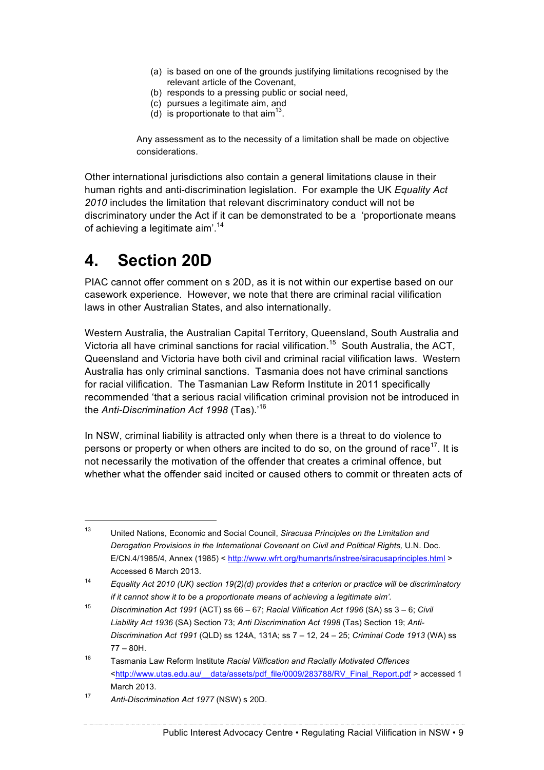(a) is based on one of the grounds justifying limitations recognised by the relevant article of the Covenant,
(b) responds to a pressing public or social need,
(c) pursues a legitimate aim, and
(d) is proportionate to that aim[13].

Any assessment as to the necessity of a limitation shall be made on objective considerations.

Other international jurisdictions also contain a general limitations clause in their human rights and anti-discrimination legislation. For example the UK *Equality Act 2010* includes the limitation that relevant discriminatory conduct will not be discriminatory under the Act if it can be demonstrated to be a 'proportionate means of achieving a legitimate aim'.[14]

# 4. Section 20D

PIAC cannot offer comment on s 20D, as it is not within our expertise based on our casework experience. However, we note that there are criminal racial vilification laws in other Australian States, and also internationally.

Western Australia, the Australian Capital Territory, Queensland, South Australia and Victoria all have criminal sanctions for racial vilification.[15] South Australia, the ACT, Queensland and Victoria have both civil and criminal racial vilification laws. Western Australia has only criminal sanctions. Tasmania does not have criminal sanctions for racial vilification. The Tasmanian Law Reform Institute in 2011 specifically recommended 'that a serious racial vilification criminal provision not be introduced in the *Anti-Discrimination Act 1998* (Tas).'[16]

In NSW, criminal liability is attracted only when there is a threat to do violence to persons or property or when others are incited to do so, on the ground of race[17]. It is not necessarily the motivation of the offender that creates a criminal offence, but whether what the offender said incited or caused others to commit or threaten acts of

---

[13] United Nations, Economic and Social Council, *Siracusa Principles on the Limitation and Derogation Provisions in the International Covenant on Civil and Political Rights,* U.N. Doc. E/CN.4/1985/4, Annex (1985) < http://www.wfrt.org/humanrts/instree/siracusaprinciples.html > Accessed 6 March 2013.

[14] *Equality Act 2010 (UK) section 19(2)(d) provides that a criterion or practice will be discriminatory if it cannot show it to be a proportionate means of achieving a legitimate aim'.*

[15] *Discrimination Act 1991* (ACT) ss 66 – 67; *Racial Vilification Act 1996* (SA) ss 3 – 6; *Civil Liability Act 1936* (SA) Section 73; *Anti Discrimination Act 1998* (Tas) Section 19; *Anti-Discrimination Act 1991* (QLD) ss 124A, 131A; ss 7 – 12, 24 – 25; *Criminal Code 1913* (WA) ss 77 – 80H.

[16] Tasmania Law Reform Institute *Racial Vilification and Racially Motivated Offences* <http://www.utas.edu.au/__data/assets/pdf_file/0009/283788/RV_Final_Report.pdf > accessed 1 March 2013.

[17] *Anti-Discrimination Act 1977* (NSW) s 20D.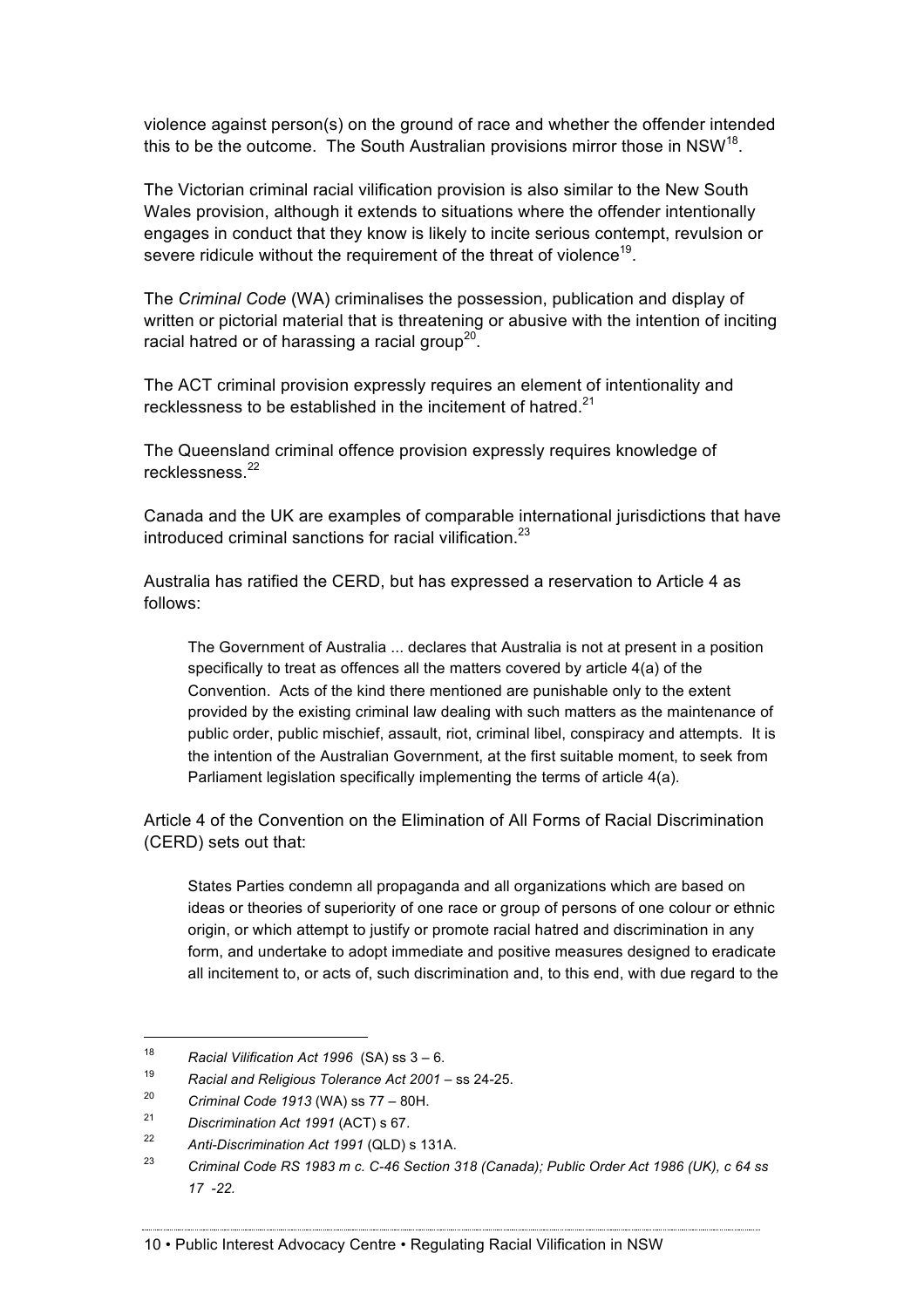violence against person(s) on the ground of race and whether the offender intended this to be the outcome. The South Australian provisions mirror those in NSW[18].

The Victorian criminal racial vilification provision is also similar to the New South Wales provision, although it extends to situations where the offender intentionally engages in conduct that they know is likely to incite serious contempt, revulsion or severe ridicule without the requirement of the threat of violence[19].

The *Criminal Code* (WA) criminalises the possession, publication and display of written or pictorial material that is threatening or abusive with the intention of inciting racial hatred or of harassing a racial group[20].

The ACT criminal provision expressly requires an element of intentionality and recklessness to be established in the incitement of hatred.[21]

The Queensland criminal offence provision expressly requires knowledge of recklessness.[22]

Canada and the UK are examples of comparable international jurisdictions that have introduced criminal sanctions for racial vilification.[23]

Australia has ratified the CERD, but has expressed a reservation to Article 4 as follows:

> The Government of Australia ... declares that Australia is not at present in a position specifically to treat as offences all the matters covered by article 4(a) of the Convention. Acts of the kind there mentioned are punishable only to the extent provided by the existing criminal law dealing with such matters as the maintenance of public order, public mischief, assault, riot, criminal libel, conspiracy and attempts. It is the intention of the Australian Government, at the first suitable moment, to seek from Parliament legislation specifically implementing the terms of article 4(a).

Article 4 of the Convention on the Elimination of All Forms of Racial Discrimination (CERD) sets out that:

> States Parties condemn all propaganda and all organizations which are based on ideas or theories of superiority of one race or group of persons of one colour or ethnic origin, or which attempt to justify or promote racial hatred and discrimination in any form, and undertake to adopt immediate and positive measures designed to eradicate all incitement to, or acts of, such discrimination and, to this end, with due regard to the

---

[18] *Racial Vilification Act 1996* (SA) ss 3 – 6.

[19] *Racial and Religious Tolerance Act 2001* – ss 24-25.

[20] *Criminal Code 1913* (WA) ss 77 – 80H.

[21] *Discrimination Act 1991* (ACT) s 67.

[22] *Anti-Discrimination Act 1991* (QLD) s 131A.

[23] *Criminal Code RS 1983 m c. C-46 Section 318 (Canada); Public Order Act 1986 (UK), c 64 ss 17 -22.*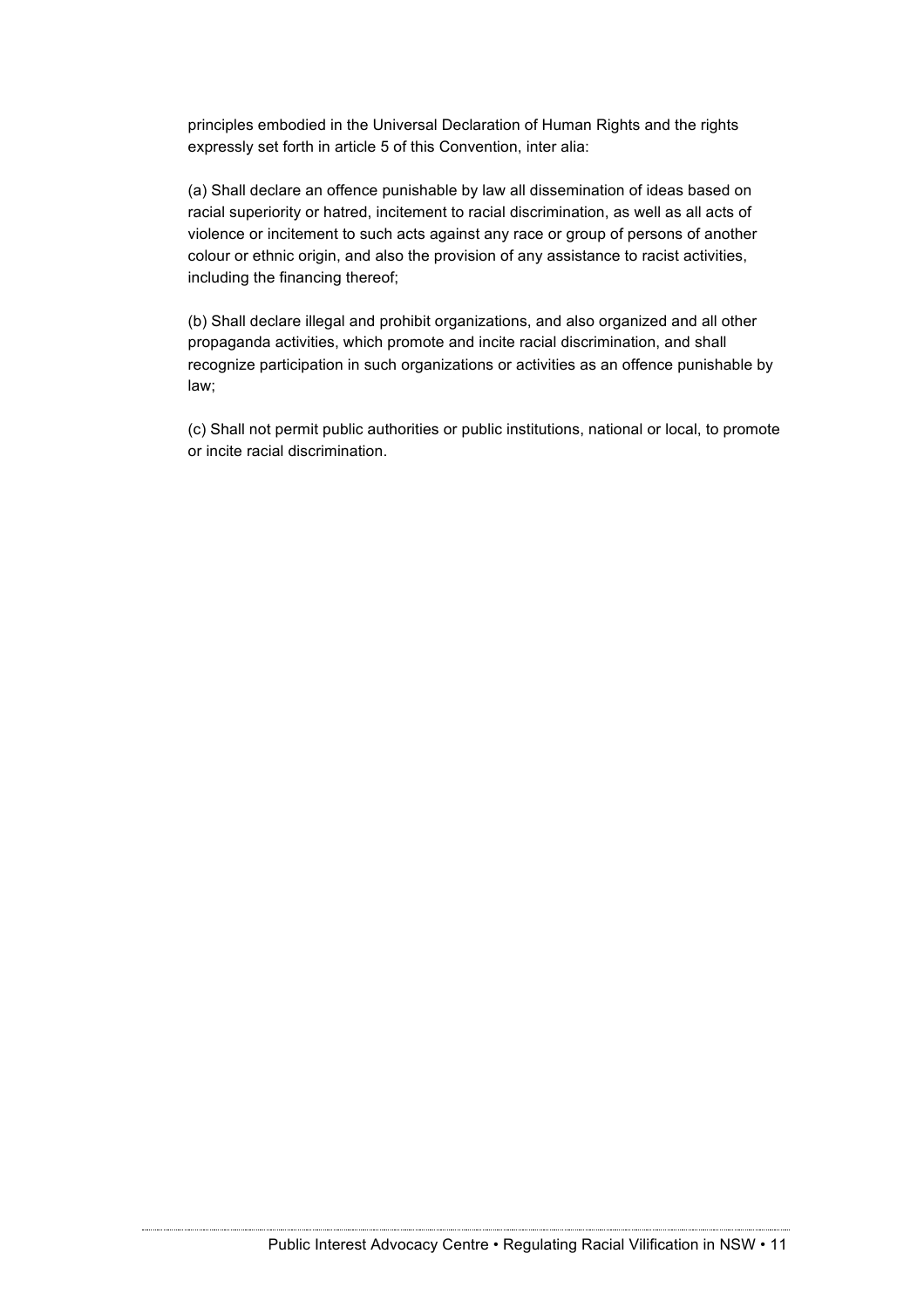principles embodied in the Universal Declaration of Human Rights and the rights expressly set forth in article 5 of this Convention, inter alia:

(a) Shall declare an offence punishable by law all dissemination of ideas based on racial superiority or hatred, incitement to racial discrimination, as well as all acts of violence or incitement to such acts against any race or group of persons of another colour or ethnic origin, and also the provision of any assistance to racist activities, including the financing thereof;

(b) Shall declare illegal and prohibit organizations, and also organized and all other propaganda activities, which promote and incite racial discrimination, and shall recognize participation in such organizations or activities as an offence punishable by law;

(c) Shall not permit public authorities or public institutions, national or local, to promote or incite racial discrimination.